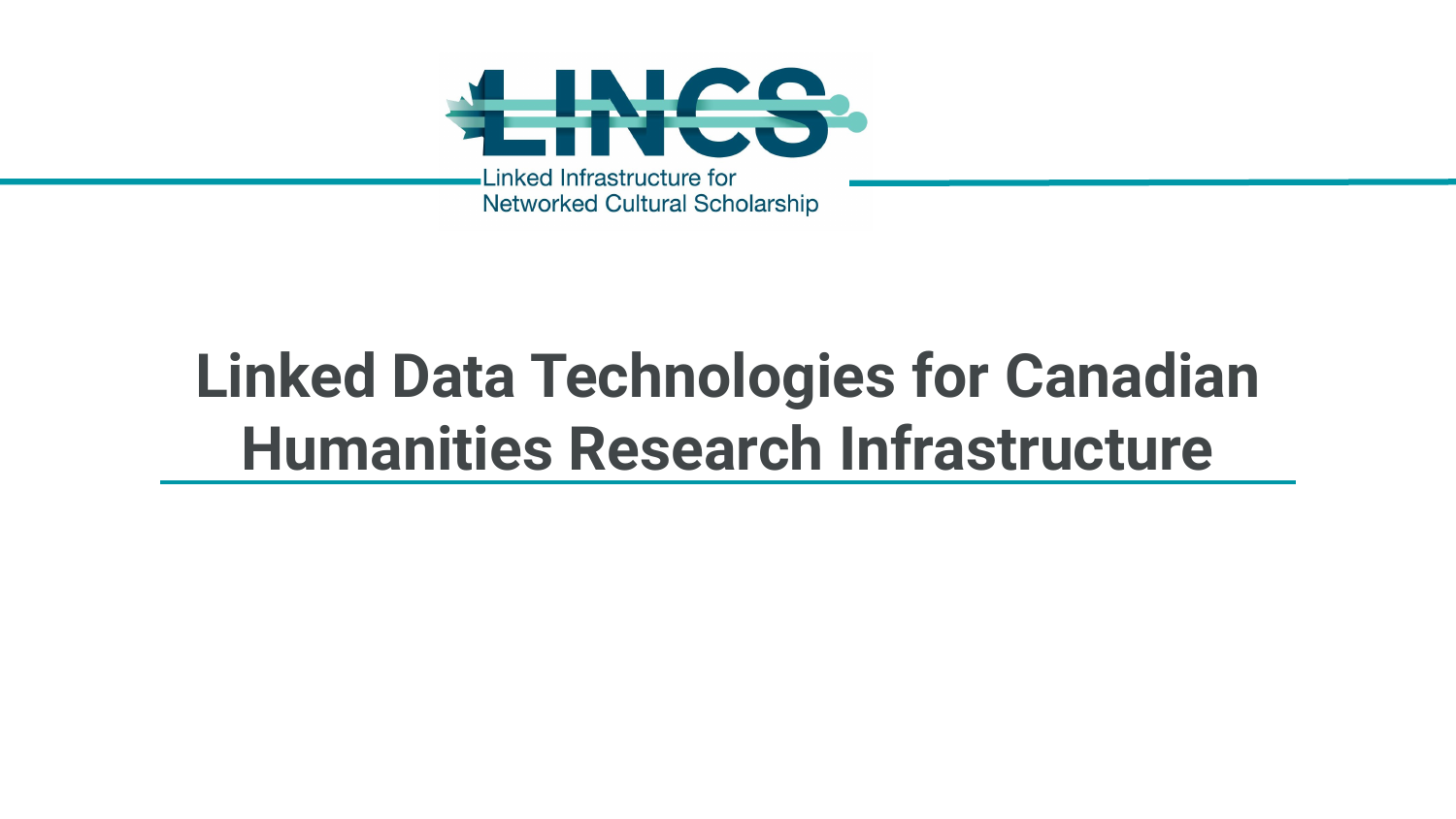LINCS

Linked Infrastructure for Networked Cultural Scholarship

# Linked Data Technologies for Canadian Humanities Research Infrastructure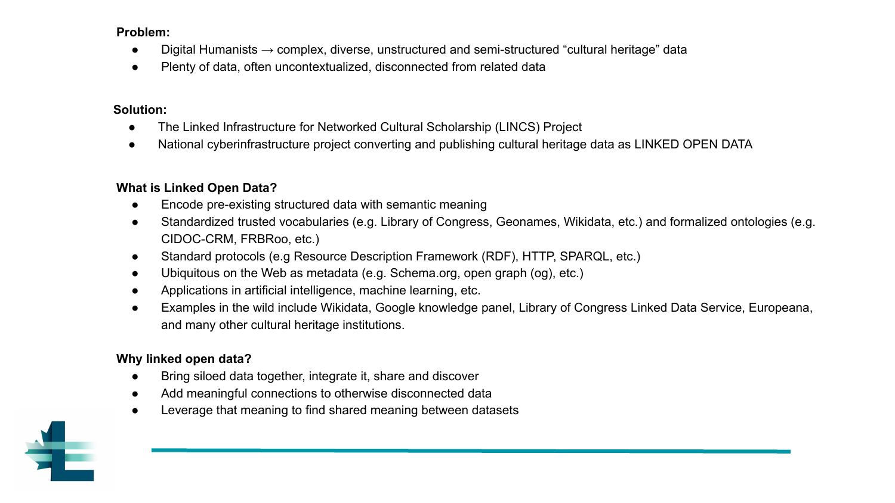**Problem:**

- Digital Humanists → complex, diverse, unstructured and semi-structured "cultural heritage" data
- Plenty of data, often uncontextualized, disconnected from related data

**Solution:**

- The Linked Infrastructure for Networked Cultural Scholarship (LINCS) Project
- National cyberinfrastructure project converting and publishing cultural heritage data as LINKED OPEN DATA

**What is Linked Open Data?**

- Encode pre-existing structured data with semantic meaning
- Standardized trusted vocabularies (e.g. Library of Congress, Geonames, Wikidata, etc.) and formalized ontologies (e.g. CIDOC-CRM, FRBRoo, etc.)
- Standard protocols (e.g Resource Description Framework (RDF), HTTP, SPARQL, etc.)
- Ubiquitous on the Web as metadata (e.g. Schema.org, open graph (og), etc.)
- Applications in artificial intelligence, machine learning, etc.
- Examples in the wild include Wikidata, Google knowledge panel, Library of Congress Linked Data Service, Europeana, and many other cultural heritage institutions.

**Why linked open data?**

- Bring siloed data together, integrate it, share and discover
- Add meaningful connections to otherwise disconnected data
- Leverage that meaning to find shared meaning between datasets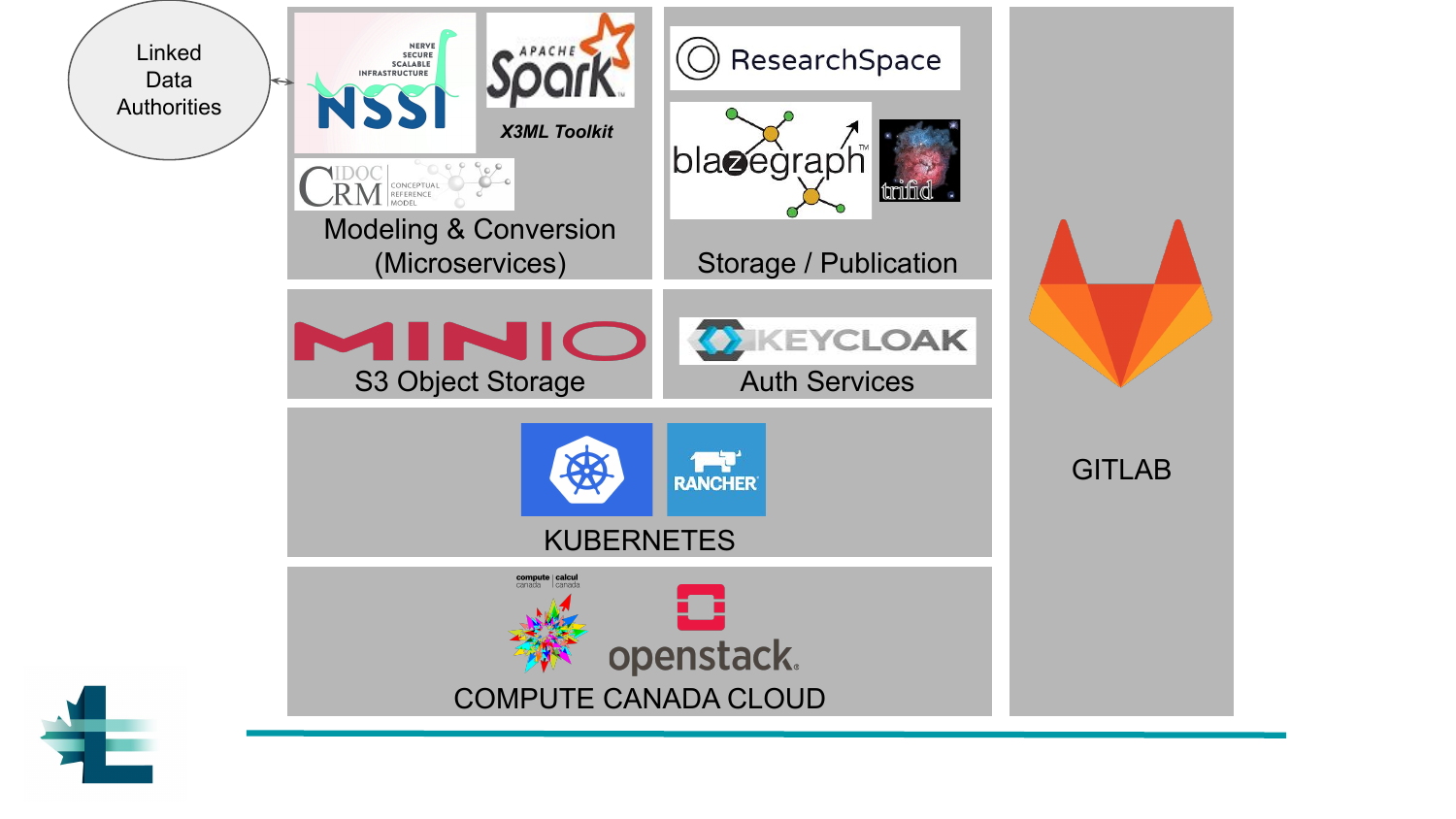Linked Data Authorities

NSSI — NERVE SECURE SCALABLE INFRASTRUCTURE

APACHE Spark

X3ML Toolkit

CIDOC CRM — CONCEPTUAL REFERENCE MODEL

Modeling & Conversion (Microservices)

ResearchSpace

blazegraph

trifid

Storage / Publication

MINIO

S3 Object Storage

KEYCLOAK

Auth Services

RANCHER

KUBERNETES

compute canada | calcul canada

openstack.

COMPUTE CANADA CLOUD

GITLAB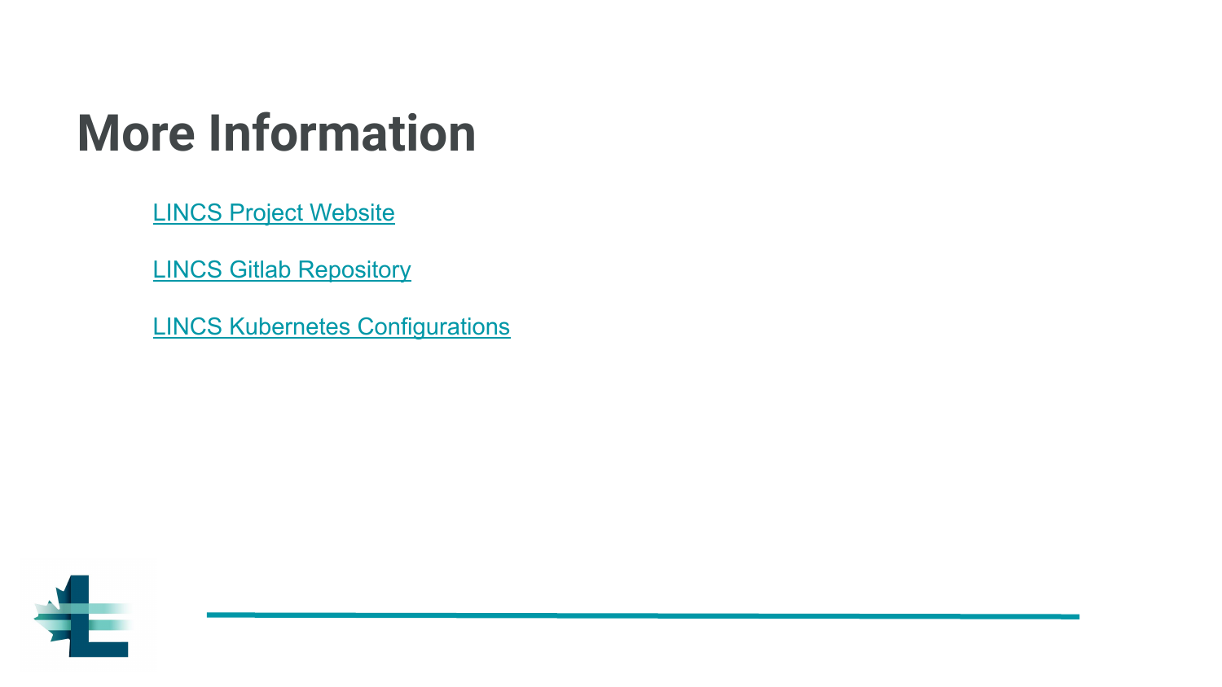# More Information

LINCS Project Website

LINCS Gitlab Repository

LINCS Kubernetes Configurations